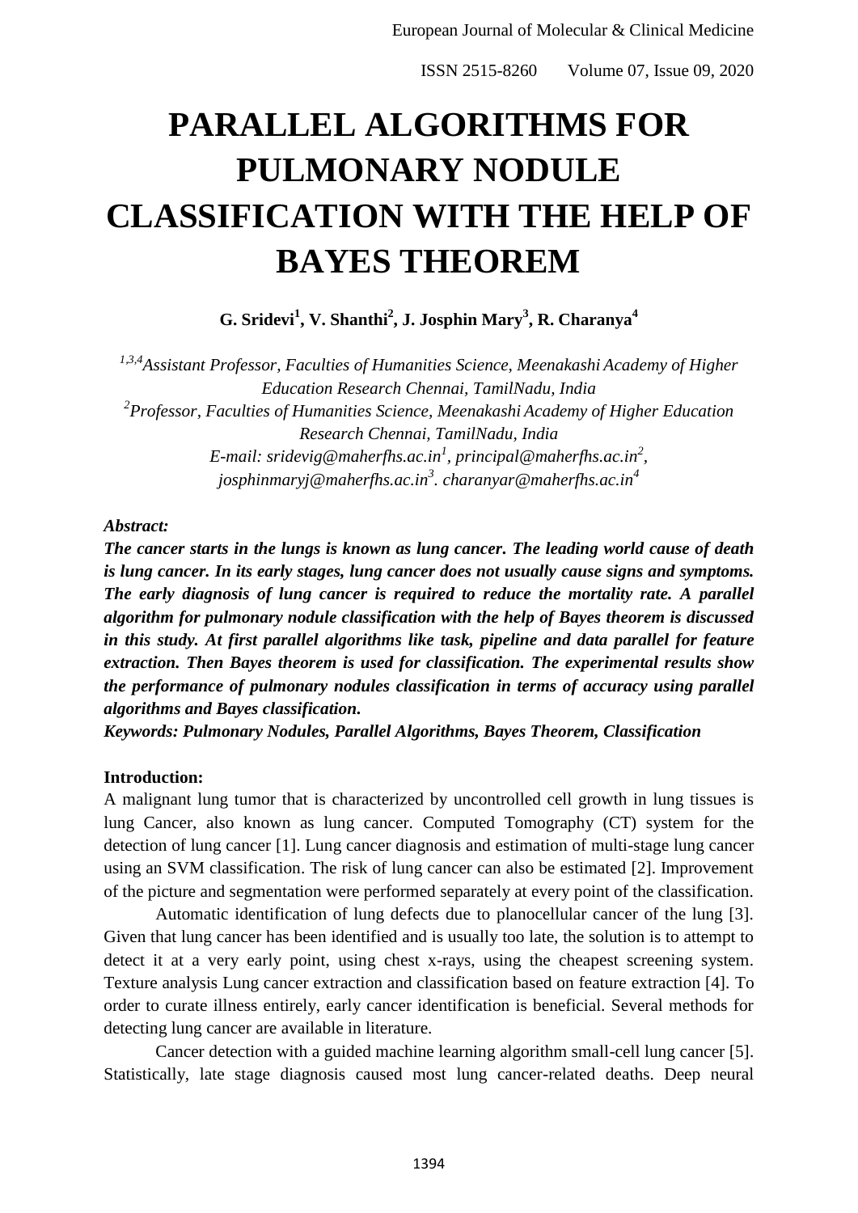# PARALLEL ALGORITHMS FOR PULMONARY NODULE CLASSIFICATION WITH THE HELP OF BAYES THEOREM

**G. Sridevi[1], V. Shanthi[2], J. Josphin Mary[3], R. Charanya[4]**

*[1,3,4]Assistant Professor, Faculties of Humanities Science, Meenakashi Academy of Higher Education Research Chennai, TamilNadu, India*
*[2]Professor, Faculties of Humanities Science, Meenakashi Academy of Higher Education Research Chennai, TamilNadu, India*
*E-mail: sridevig@maherfhs.ac.in[1], principal@maherfhs.ac.in[2], josphinmaryj@maherfhs.ac.in[3]. charanyar@maherfhs.ac.in[4]*

***Abstract:***

***The cancer starts in the lungs is known as lung cancer. The leading world cause of death is lung cancer. In its early stages, lung cancer does not usually cause signs and symptoms. The early diagnosis of lung cancer is required to reduce the mortality rate. A parallel algorithm for pulmonary nodule classification with the help of Bayes theorem is discussed in this study. At first parallel algorithms like task, pipeline and data parallel for feature extraction. Then Bayes theorem is used for classification. The experimental results show the performance of pulmonary nodules classification in terms of accuracy using parallel algorithms and Bayes classification.***

***Keywords: Pulmonary Nodules, Parallel Algorithms, Bayes Theorem, Classification***

**Introduction:**

A malignant lung tumor that is characterized by uncontrolled cell growth in lung tissues is lung Cancer, also known as lung cancer. Computed Tomography (CT) system for the detection of lung cancer [1]. Lung cancer diagnosis and estimation of multi-stage lung cancer using an SVM classification. The risk of lung cancer can also be estimated [2]. Improvement of the picture and segmentation were performed separately at every point of the classification.

Automatic identification of lung defects due to planocellular cancer of the lung [3]. Given that lung cancer has been identified and is usually too late, the solution is to attempt to detect it at a very early point, using chest x-rays, using the cheapest screening system. Texture analysis Lung cancer extraction and classification based on feature extraction [4]. To order to curate illness entirely, early cancer identification is beneficial. Several methods for detecting lung cancer are available in literature.

Cancer detection with a guided machine learning algorithm small-cell lung cancer [5]. Statistically, late stage diagnosis caused most lung cancer-related deaths. Deep neural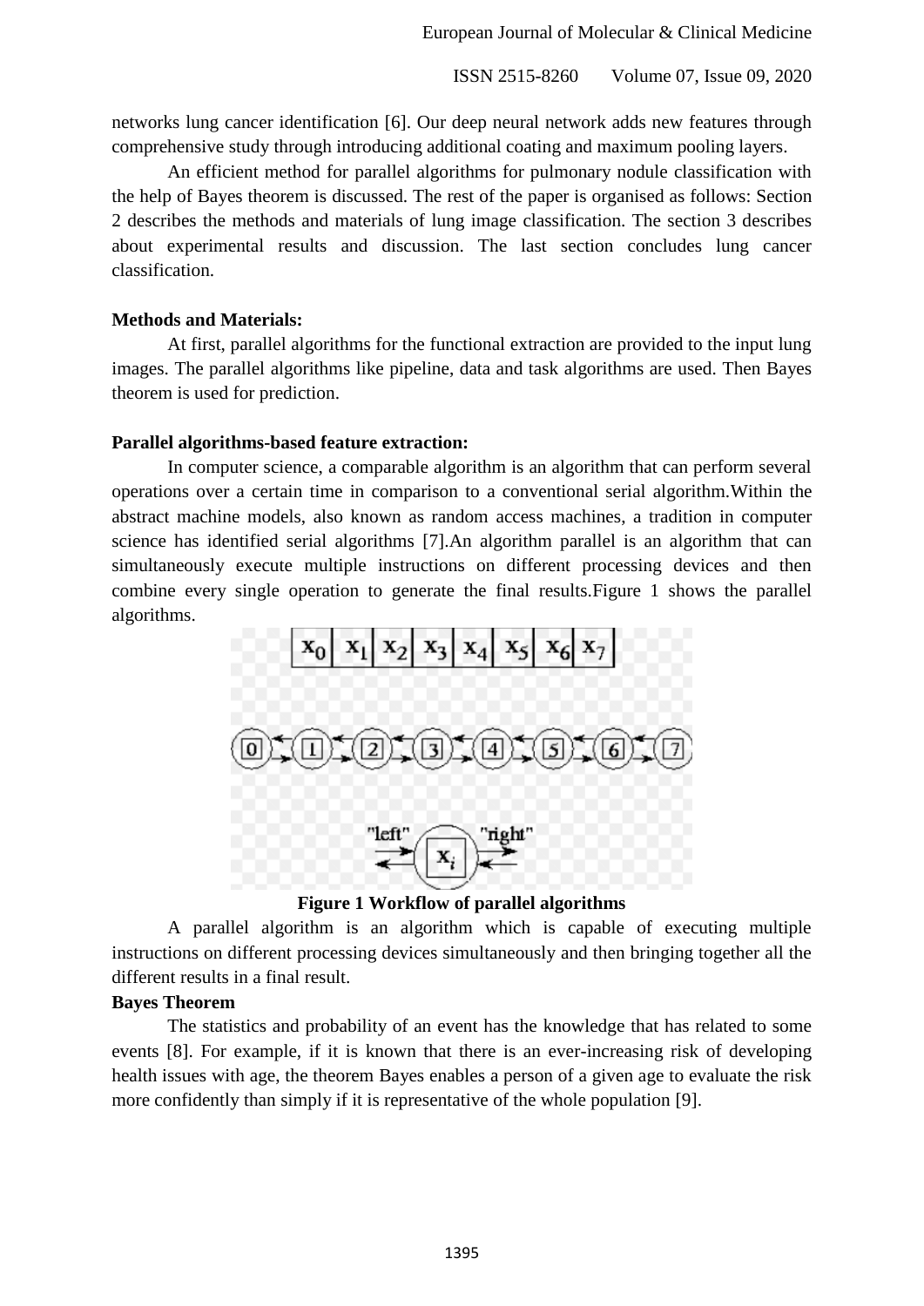networks lung cancer identification [6]. Our deep neural network adds new features through comprehensive study through introducing additional coating and maximum pooling layers.

An efficient method for parallel algorithms for pulmonary nodule classification with the help of Bayes theorem is discussed. The rest of the paper is organised as follows: Section 2 describes the methods and materials of lung image classification. The section 3 describes about experimental results and discussion. The last section concludes lung cancer classification.

**Methods and Materials:**

At first, parallel algorithms for the functional extraction are provided to the input lung images. The parallel algorithms like pipeline, data and task algorithms are used. Then Bayes theorem is used for prediction.

**Parallel algorithms-based feature extraction:**

In computer science, a comparable algorithm is an algorithm that can perform several operations over a certain time in comparison to a conventional serial algorithm.Within the abstract machine models, also known as random access machines, a tradition in computer science has identified serial algorithms [7].An algorithm parallel is an algorithm that can simultaneously execute multiple instructions on different processing devices and then combine every single operation to generate the final results.Figure 1 shows the parallel algorithms.

**Figure 1 Workflow of parallel algorithms**

A parallel algorithm is an algorithm which is capable of executing multiple instructions on different processing devices simultaneously and then bringing together all the different results in a final result.

**Bayes Theorem**

The statistics and probability of an event has the knowledge that has related to some events [8]. For example, if it is known that there is an ever-increasing risk of developing health issues with age, the theorem Bayes enables a person of a given age to evaluate the risk more confidently than simply if it is representative of the whole population [9].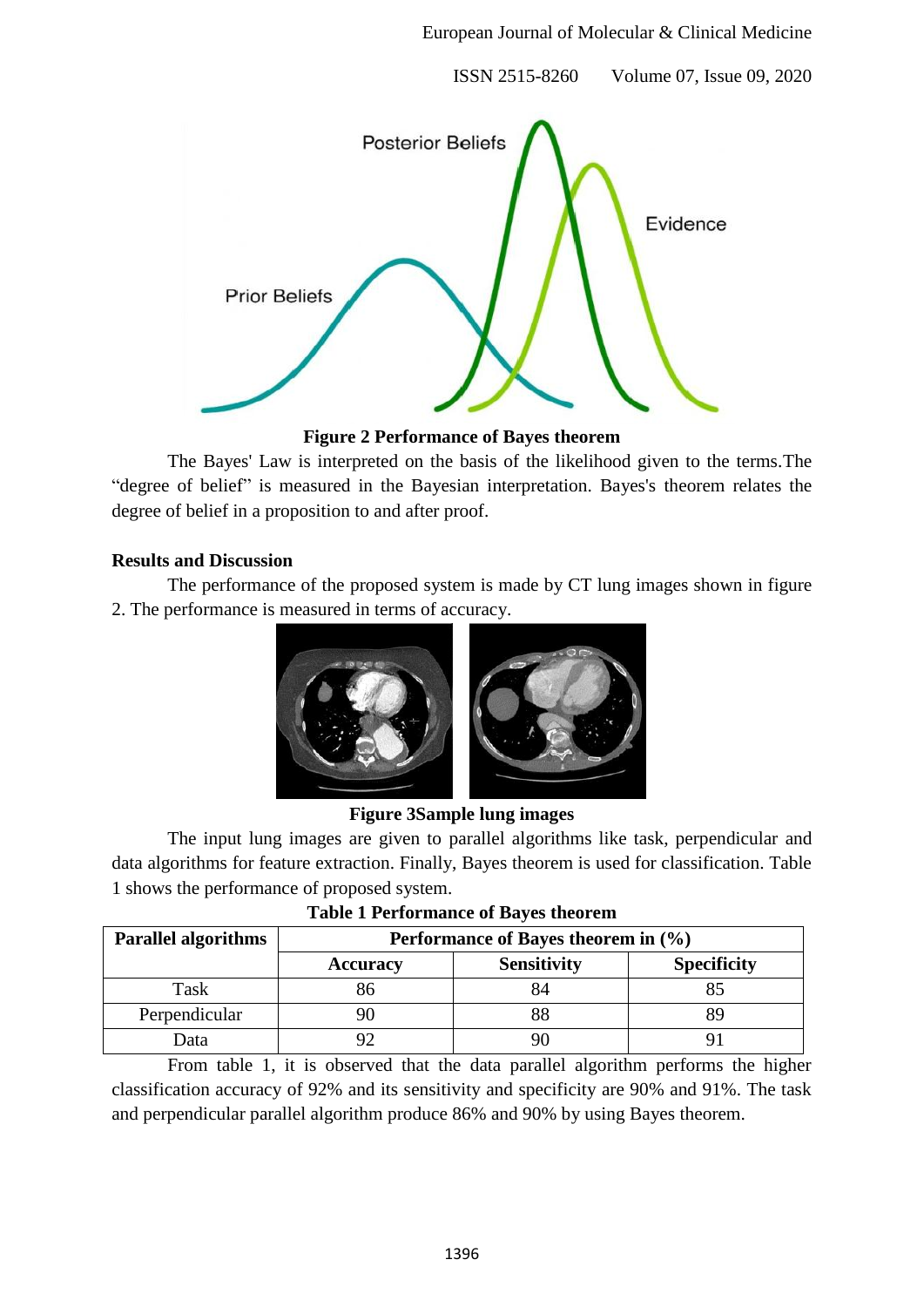**Figure 2 Performance of Bayes theorem**

The Bayes' Law is interpreted on the basis of the likelihood given to the terms.The "degree of belief" is measured in the Bayesian interpretation. Bayes's theorem relates the degree of belief in a proposition to and after proof.

## Results and Discussion

The performance of the proposed system is made by CT lung images shown in figure 2. The performance is measured in terms of accuracy.

**Figure 3Sample lung images**

The input lung images are given to parallel algorithms like task, perpendicular and data algorithms for feature extraction. Finally, Bayes theorem is used for classification. Table 1 shows the performance of proposed system.

**Table 1 Performance of Bayes theorem**

| Parallel algorithms | Performance of Bayes theorem in (%) | | |
|---|---|---|---|
| | Accuracy | Sensitivity | Specificity |
| Task | 86 | 84 | 85 |
| Perpendicular | 90 | 88 | 89 |
| Data | 92 | 90 | 91 |

From table 1, it is observed that the data parallel algorithm performs the higher classification accuracy of 92% and its sensitivity and specificity are 90% and 91%. The task and perpendicular parallel algorithm produce 86% and 90% by using Bayes theorem.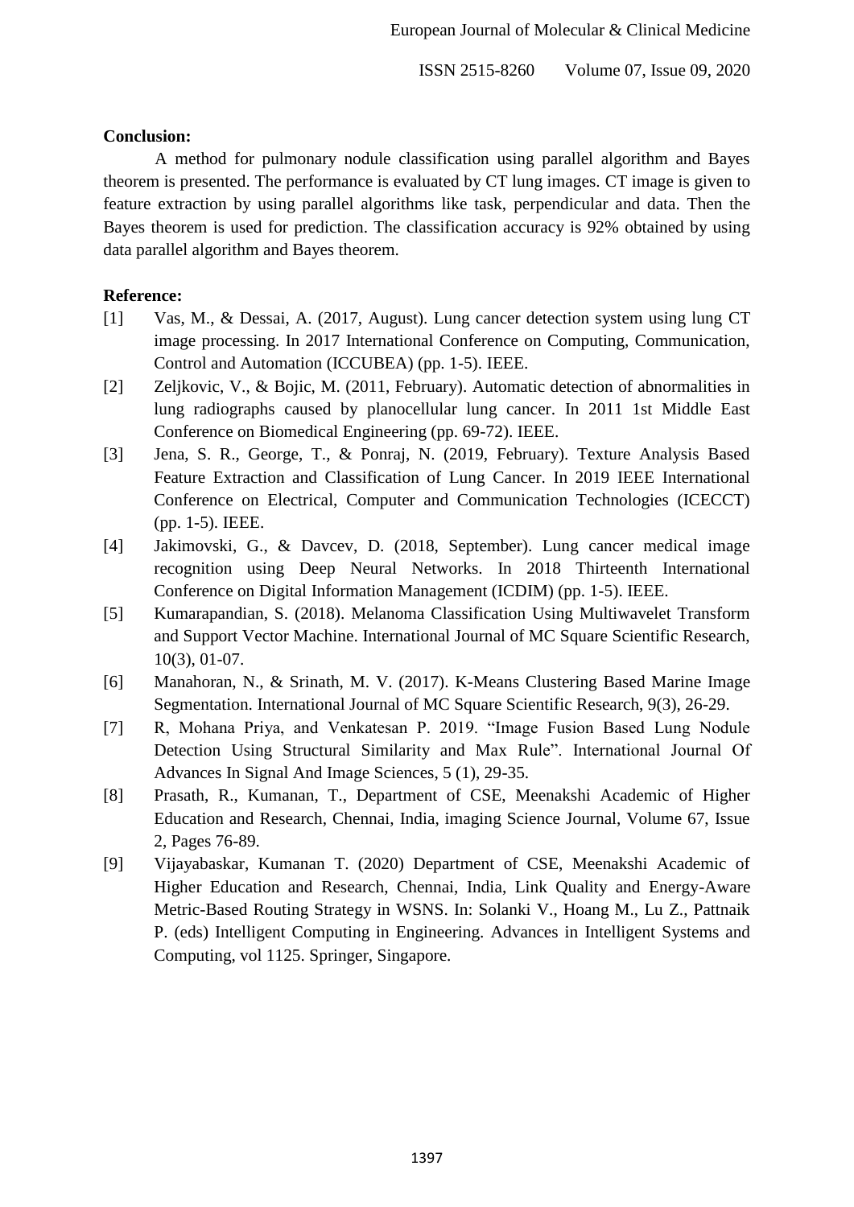**Conclusion:**

A method for pulmonary nodule classification using parallel algorithm and Bayes theorem is presented. The performance is evaluated by CT lung images. CT image is given to feature extraction by using parallel algorithms like task, perpendicular and data. Then the Bayes theorem is used for prediction. The classification accuracy is 92% obtained by using data parallel algorithm and Bayes theorem.

**Reference:**

[1] Vas, M., & Dessai, A. (2017, August). Lung cancer detection system using lung CT image processing. In 2017 International Conference on Computing, Communication, Control and Automation (ICCUBEA) (pp. 1-5). IEEE.

[2] Zeljkovic, V., & Bojic, M. (2011, February). Automatic detection of abnormalities in lung radiographs caused by planocellular lung cancer. In 2011 1st Middle East Conference on Biomedical Engineering (pp. 69-72). IEEE.

[3] Jena, S. R., George, T., & Ponraj, N. (2019, February). Texture Analysis Based Feature Extraction and Classification of Lung Cancer. In 2019 IEEE International Conference on Electrical, Computer and Communication Technologies (ICECCT) (pp. 1-5). IEEE.

[4] Jakimovski, G., & Davcev, D. (2018, September). Lung cancer medical image recognition using Deep Neural Networks. In 2018 Thirteenth International Conference on Digital Information Management (ICDIM) (pp. 1-5). IEEE.

[5] Kumarapandian, S. (2018). Melanoma Classification Using Multiwavelet Transform and Support Vector Machine. International Journal of MC Square Scientific Research, 10(3), 01-07.

[6] Manahoran, N., & Srinath, M. V. (2017). K-Means Clustering Based Marine Image Segmentation. International Journal of MC Square Scientific Research, 9(3), 26-29.

[7] R, Mohana Priya, and Venkatesan P. 2019. "Image Fusion Based Lung Nodule Detection Using Structural Similarity and Max Rule". International Journal Of Advances In Signal And Image Sciences, 5 (1), 29-35.

[8] Prasath, R., Kumanan, T., Department of CSE, Meenakshi Academic of Higher Education and Research, Chennai, India, imaging Science Journal, Volume 67, Issue 2, Pages 76-89.

[9] Vijayabaskar, Kumanan T. (2020) Department of CSE, Meenakshi Academic of Higher Education and Research, Chennai, India, Link Quality and Energy-Aware Metric-Based Routing Strategy in WSNS. In: Solanki V., Hoang M., Lu Z., Pattnaik P. (eds) Intelligent Computing in Engineering. Advances in Intelligent Systems and Computing, vol 1125. Springer, Singapore.